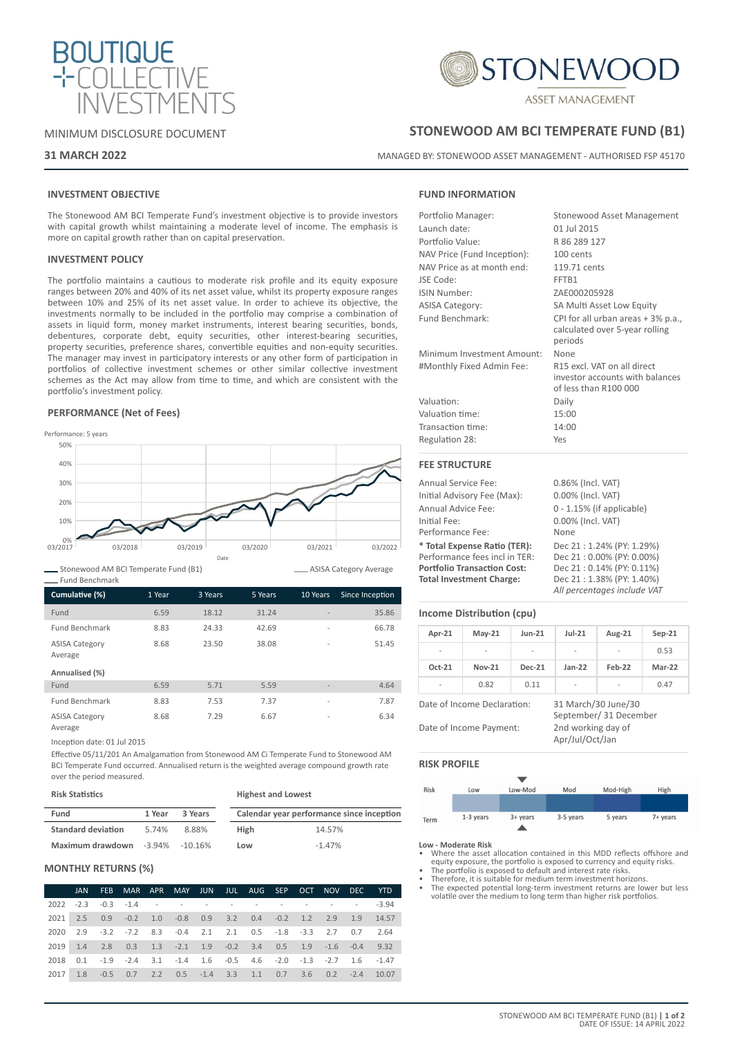BOUTIQUE COLLECTIVE INVESTMENTS

STONEWOOD ASSET MANAGEMENT

MINIMUM DISCLOSURE DOCUMENT

**31 MARCH 2022**

# STONEWOOD AM BCI TEMPERATE FUND (B1)

MANAGED BY: STONEWOOD ASSET MANAGEMENT - AUTHORISED FSP 45170

## INVESTMENT OBJECTIVE

The Stonewood AM BCI Temperate Fund's investment objective is to provide investors with capital growth whilst maintaining a moderate level of income. The emphasis is more on capital growth rather than on capital preservation.

## INVESTMENT POLICY

The portfolio maintains a cautious to moderate risk profile and its equity exposure ranges between 20% and 40% of its net asset value, whilst its property exposure ranges between 10% and 25% of its net asset value. In order to achieve its objective, the investments normally to be included in the portfolio may comprise a combination of assets in liquid form, money market instruments, interest bearing securities, bonds, debentures, corporate debt, equity securities, other interest-bearing securities, property securities, preference shares, convertible equities and non-equity securities. The manager may invest in participatory interests or any other form of participation in portfolios of collective investment schemes or other similar collective investment schemes as the Act may allow from time to time, and which are consistent with the portfolio's investment policy.

## PERFORMANCE (Net of Fees)

Performance: 5 years

Legend: Stonewood AM BCI Temperate Fund (B1); ASISA Category Average; Fund Benchmark

| Cumulative (%) | 1 Year | 3 Years | 5 Years | 10 Years | Since Inception |
|---|---|---|---|---|---|
| Fund | 6.59 | 18.12 | 31.24 | - | 35.86 |
| Fund Benchmark | 8.83 | 24.33 | 42.69 | - | 66.78 |
| ASISA Category Average | 8.68 | 23.50 | 38.08 | - | 51.45 |
| **Annualised (%)** | | | | | |
| Fund | 6.59 | 5.71 | 5.59 | - | 4.64 |
| Fund Benchmark | 8.83 | 7.53 | 7.37 | - | 7.87 |
| ASISA Category Average | 8.68 | 7.29 | 6.67 | - | 6.34 |

Inception date: 01 Jul 2015

Effective 05/11/201 An Amalgamation from Stonewood AM Ci Temperate Fund to Stonewood AM BCI Temperate Fund occurred. Annualised return is the weighted average compound growth rate over the period measured.

### Risk Statistics

| Fund | 1 Year | 3 Years |
|---|---|---|
| **Standard deviation** | 5.74% | 8.88% |
| **Maximum drawdown** | -3.94% | -10.16% |

### Highest and Lowest

| Calendar year performance since inception | |
|---|---|
| **High** | 14.57% |
| **Low** | -1.47% |

## MONTHLY RETURNS (%)

| | JAN | FEB | MAR | APR | MAY | JUN | JUL | AUG | SEP | OCT | NOV | DEC | YTD |
|---|---|---|---|---|---|---|---|---|---|---|---|---|---|
| 2022 | -2.3 | -0.3 | -1.4 | - | - | - | - | - | - | - | - | - | -3.94 |
| 2021 | 2.5 | 0.9 | -0.2 | 1.0 | -0.8 | 0.9 | 3.2 | 0.4 | -0.2 | 1.2 | 2.9 | 1.9 | 14.57 |
| 2020 | 2.9 | -3.2 | -7.2 | 8.3 | -0.4 | 2.1 | 2.1 | 0.5 | -1.8 | -3.3 | 2.7 | 0.7 | 2.64 |
| 2019 | 1.4 | 2.8 | 0.3 | 1.3 | -2.1 | 1.9 | -0.2 | 3.4 | 0.5 | 1.9 | -1.6 | -0.4 | 9.32 |
| 2018 | 0.1 | -1.9 | -2.4 | 3.1 | -1.4 | 1.6 | -0.5 | 4.6 | -2.0 | -1.3 | -2.7 | 1.6 | -1.47 |
| 2017 | 1.8 | -0.5 | 0.7 | 2.2 | 0.5 | -1.4 | 3.3 | 1.1 | 0.7 | 3.6 | 0.2 | -2.4 | 10.07 |

## FUND INFORMATION

| | |
|---|---|
| Portfolio Manager: | Stonewood Asset Management |
| Launch date: | 01 Jul 2015 |
| Portfolio Value: | R 86 289 127 |
| NAV Price (Fund Inception): | 100 cents |
| NAV Price as at month end: | 119.71 cents |
| JSE Code: | FFTB1 |
| ISIN Number: | ZAE000205928 |
| ASISA Category: | SA Multi Asset Low Equity |
| Fund Benchmark: | CPI for all urban areas + 3% p.a., calculated over 5-year rolling periods |
| Minimum Investment Amount: | None |
| #Monthly Fixed Admin Fee: | R15 excl. VAT on all direct investor accounts with balances of less than R100 000 |
| Valuation: | Daily |
| Valuation time: | 15:00 |
| Transaction time: | 14:00 |
| Regulation 28: | Yes |

## FEE STRUCTURE

| | |
|---|---|
| Annual Service Fee: | 0.86% (Incl. VAT) |
| Initial Advisory Fee (Max): | 0.00% (Incl. VAT) |
| Annual Advice Fee: | 0 - 1.15% (if applicable) |
| Initial Fee: | 0.00% (Incl. VAT) |
| Performance Fee: | None |
| **\* Total Expense Ratio (TER):** | Dec 21 : 1.24% (PY: 1.29%) |
| Performance fees incl in TER: | Dec 21 : 0.00% (PY: 0.00%) |
| **Portfolio Transaction Cost:** | Dec 21 : 0.14% (PY: 0.11%) |
| **Total Investment Charge:** | Dec 21 : 1.38% (PY: 1.40%) |

*All percentages include VAT*

## Income Distribution (cpu)

| Apr-21 | May-21 | Jun-21 | Jul-21 | Aug-21 | Sep-21 |
|---|---|---|---|---|---|
| - | - | - | - | - | 0.53 |
| **Oct-21** | **Nov-21** | **Dec-21** | **Jan-22** | **Feb-22** | **Mar-22** |
| - | 0.82 | 0.11 | - | - | 0.47 |

| | |
|---|---|
| Date of Income Declaration: | 31 March/30 June/30 September/ 31 December |
| Date of Income Payment: | 2nd working day of Apr/Jul/Oct/Jan |

## RISK PROFILE

| Risk | Low | Low-Mod | Mod | Mod-High | High |
|---|---|---|---|---|---|
| Term | 1-3 years | 3+ years | 3-5 years | 5 years | 7+ years |

**Low - Moderate Risk**

- Where the asset allocation contained in this MDD reflects offshore and equity exposure, the portfolio is exposed to currency and equity risks.
- The portfolio is exposed to default and interest rate risks.
- Therefore, it is suitable for medium term investment horizons.
- The expected potential long-term investment returns are lower but less volatile over the medium to long term than higher risk portfolios.

DATE OF ISSUE: 14 APRIL 2022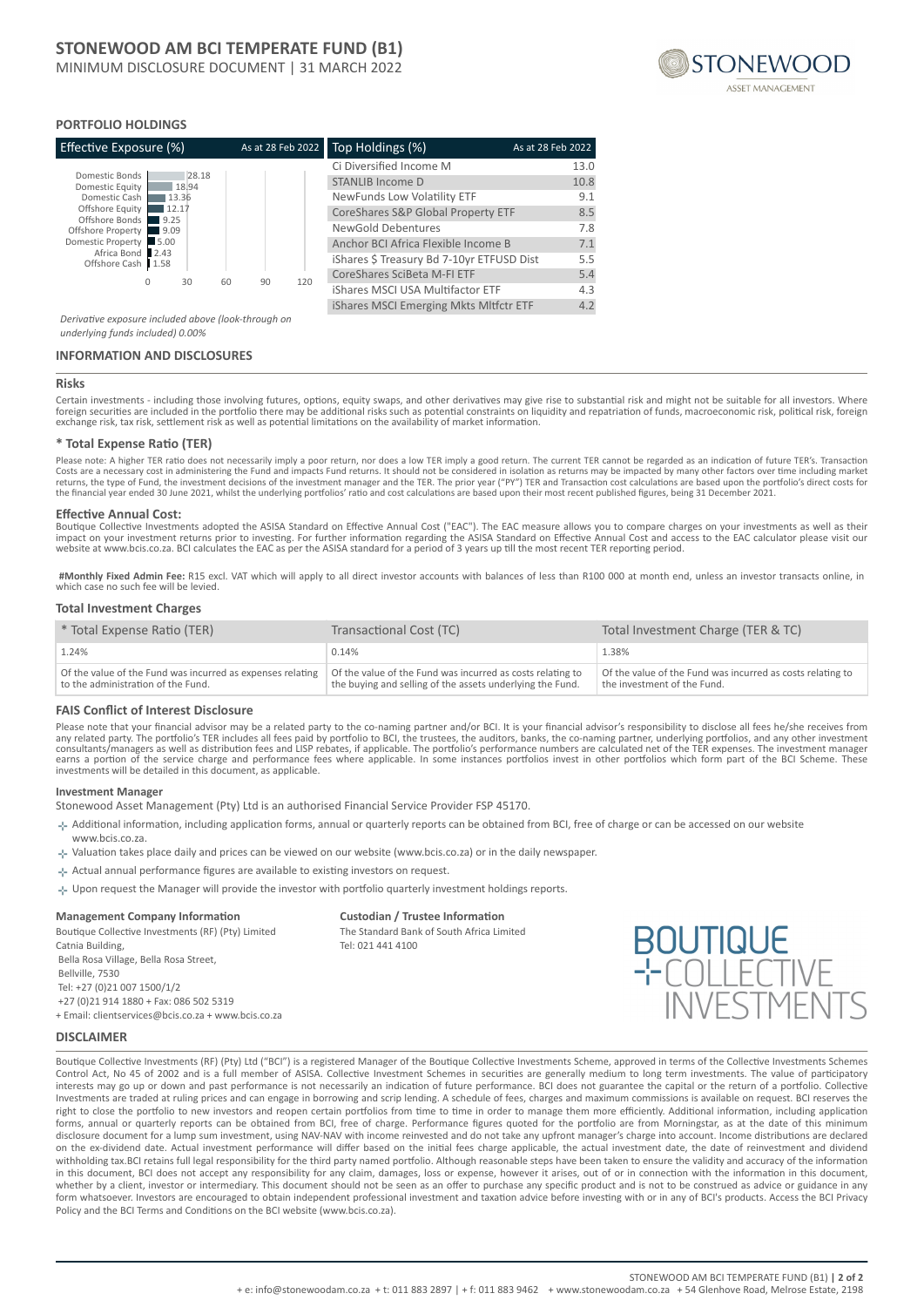# STONEWOOD AM BCI TEMPERATE FUND (B1)

MINIMUM DISCLOSURE DOCUMENT | 31 MARCH 2022

## PORTFOLIO HOLDINGS

**Effective Exposure (%)** As at 28 Feb 2022

Domestic Bonds 28.18
Domestic Equity 18.94
Domestic Cash 13.36
Offshore Equity 12.17
Offshore Bonds 9.25
Offshore Property 9.09
Domestic Property 5.00
Africa Bond 2.43
Offshore Cash 1.58

0 30 60 90 120

*Derivative exposure included above (look-through on underlying funds included) 0.00%*

| Top Holdings (%) As at 28 Feb 2022 | |
|---|---|
| Ci Diversified Income M | 13.0 |
| STANLIB Income D | 10.8 |
| NewFunds Low Volatility ETF | 9.1 |
| CoreShares S&P Global Property ETF | 8.5 |
| NewGold Debentures | 7.8 |
| Anchor BCI Africa Flexible Income B | 7.1 |
| iShares $ Treasury Bd 7-10yr ETFUSD Dist | 5.5 |
| CoreShares SciBeta M-FI ETF | 5.4 |
| iShares MSCI USA Multifactor ETF | 4.3 |
| iShares MSCI Emerging Mkts Mltfctr ETF | 4.2 |

## INFORMATION AND DISCLOSURES

### Risks

Certain investments - including those involving futures, options, equity swaps, and other derivatives may give rise to substantial risk and might not be suitable for all investors. Where foreign securities are included in the portfolio there may be additional risks such as potential constraints on liquidity and repatriation of funds, macroeconomic risk, political risk, foreign exchange risk, tax risk, settlement risk as well as potential limitations on the availability of market information.

### * Total Expense Ratio (TER)

Please note: A higher TER ratio does not necessarily imply a poor return, nor does a low TER imply a good return. The current TER cannot be regarded as an indication of future TER's. Transaction Costs are a necessary cost in administering the Fund and impacts Fund returns. It should not be considered in isolation as returns may be impacted by many other factors over time including market returns, the type of Fund, the investment decisions of the investment manager and the TER. The prior year ("PY") TER and Transaction cost calculations are based upon the portfolio's direct costs for the financial year ended 30 June 2021, whilst the underlying portfolios' ratio and cost calculations are based upon their most recent published figures, being 31 December 2021.

### Effective Annual Cost:

Boutique Collective Investments adopted the ASISA Standard on Effective Annual Cost ("EAC"). The EAC measure allows you to compare charges on your investments as well as their impact on your investment returns prior to investing. For further information regarding the ASISA Standard on Effective Annual Cost and access to the EAC calculator please visit our website at www.bcis.co.za. BCI calculates the EAC as per the ASISA standard for a period of 3 years up till the most recent TER reporting period.

**#Monthly Fixed Admin Fee:** R15 excl. VAT which will apply to all direct investor accounts with balances of less than R100 000 at month end, unless an investor transacts online, in which case no such fee will be levied.

### Total Investment Charges

| * Total Expense Ratio (TER) | Transactional Cost (TC) | Total Investment Charge (TER & TC) |
|---|---|---|
| 1.24% | 0.14% | 1.38% |
| Of the value of the Fund was incurred as expenses relating to the administration of the Fund. | Of the value of the Fund was incurred as costs relating to the buying and selling of the assets underlying the Fund. | Of the value of the Fund was incurred as costs relating to the investment of the Fund. |

### FAIS Conflict of Interest Disclosure

Please note that your financial advisor may be a related party to the co-naming partner and/or BCI. It is your financial advisor's responsibility to disclose all fees he/she receives from any related party. The portfolio's TER includes all fees paid by portfolio to BCI, the trustees, the auditors, banks, the co-naming partner, underlying portfolios, and any other investment consultants/managers as well as distribution fees and LISP rebates, if applicable. The portfolio's performance numbers are calculated net of the TER expenses. The investment manager earns a portion of the service charge and performance fees where applicable. In some instances portfolios invest in other portfolios which form part of the BCI Scheme. These investments will be detailed in this document, as applicable.

#### Investment Manager

Stonewood Asset Management (Pty) Ltd is an authorised Financial Service Provider FSP 45170.

- Additional information, including application forms, annual or quarterly reports can be obtained from BCI, free of charge or can be accessed on our website www.bcis.co.za.
- Valuation takes place daily and prices can be viewed on our website (www.bcis.co.za) or in the daily newspaper.
- Actual annual performance figures are available to existing investors on request.
- Upon request the Manager will provide the investor with portfolio quarterly investment holdings reports.

#### Management Company Information

Boutique Collective Investments (RF) (Pty) Limited
Catnia Building,
Bella Rosa Village, Bella Rosa Street,
Bellville, 7530
Tel: +27 (0)21 007 1500/1/2
+27 (0)21 914 1880 + Fax: 086 502 5319
+ Email: clientservices@bcis.co.za + www.bcis.co.za

#### Custodian / Trustee Information

The Standard Bank of South Africa Limited
Tel: 021 441 4100

BOUTIQUE COLLECTIVE INVESTMENTS

## DISCLAIMER

Boutique Collective Investments (RF) (Pty) Ltd ("BCI") is a registered Manager of the Boutique Collective Investments Scheme, approved in terms of the Collective Investments Schemes Control Act, No 45 of 2002 and is a full member of ASISA. Collective Investment Schemes in securities are generally medium to long term investments. The value of participatory interests may go up or down and past performance is not necessarily an indication of future performance. BCI does not guarantee the capital or the return of a portfolio. Collective Investments are traded at ruling prices and can engage in borrowing and scrip lending. A schedule of fees, charges and maximum commissions is available on request. BCI reserves the right to close the portfolio to new investors and reopen certain portfolios from time to time in order to manage them more efficiently. Additional information, including application forms, annual or quarterly reports can be obtained from BCI, free of charge. Performance figures quoted for the portfolio are from Morningstar, as at the date of this minimum disclosure document for a lump sum investment, using NAV-NAV with income reinvested and do not take any upfront manager's charge into account. Income distributions are declared on the ex-dividend date. Actual investment performance will differ based on the initial fees charge applicable, the actual investment date, the date of reinvestment and dividend withholding tax.BCI retains full legal responsibility for the third party named portfolio. Although reasonable steps have been taken to ensure the validity and accuracy of the information in this document, BCI does not accept any responsibility for any claim, damages, loss or expense, however it arises, out of or in connection with the information in this document, whether by a client, investor or intermediary. This document should not be seen as an offer to purchase any specific product and is not to be construed as advice or guidance in any form whatsoever. Investors are encouraged to obtain independent professional investment and taxation advice before investing with or in any of BCI's products. Access the BCI Privacy Policy and the BCI Terms and Conditions on the BCI website (www.bcis.co.za).

+ e: info@stonewoodam.co.za + t: 011 883 2897 | + f: 011 883 9462 + www.stonewoodam.co.za + 54 Glenhove Road, Melrose Estate, 2198